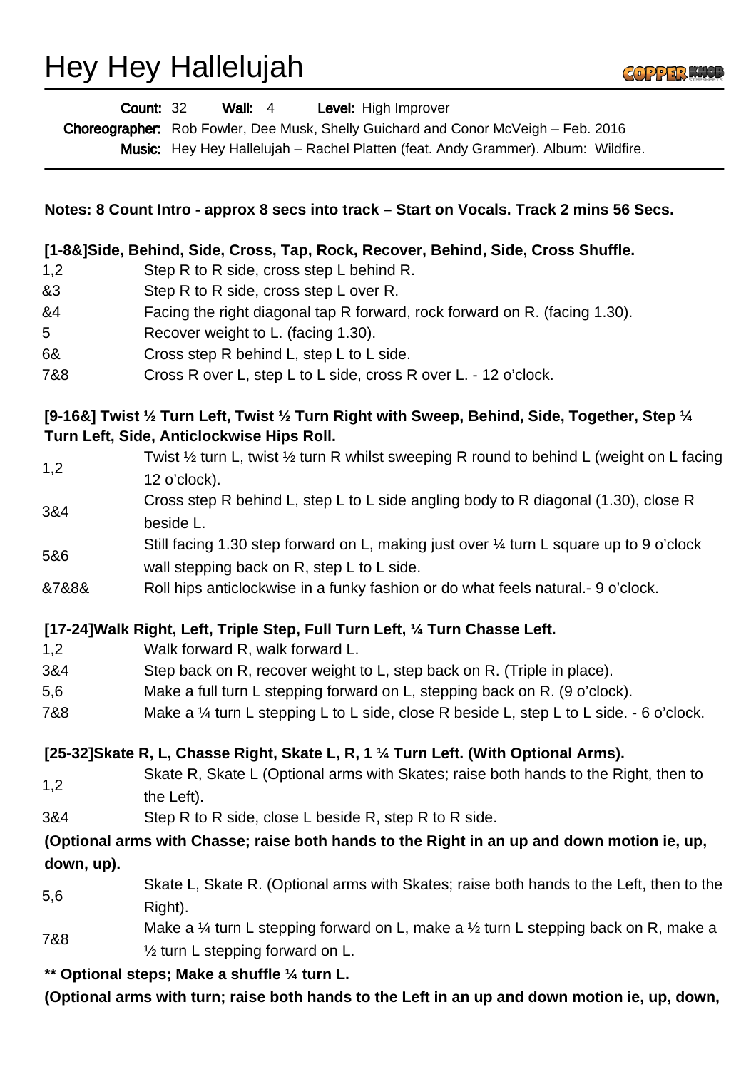# Hey Hey Hallelujah

**Count:** 32 **Wall:** 4 **Level:** High Improver

**Choreographer:** Rob Fowler, Dee Musk, Shelly Guichard and Conor McVeigh – Feb. 2016

**Music:** Hey Hey Hallelujah – Rachel Platten (feat. Andy Grammer). Album: Wildfire.

**Notes: 8 Count Intro - approx 8 secs into track – Start on Vocals. Track 2 mins 56 Secs.**

**[1-8&]Side, Behind, Side, Cross, Tap, Rock, Recover, Behind, Side, Cross Shuffle.**

| | |
|---|---|
| 1,2 | Step R to R side, cross step L behind R. |
| &3 | Step R to R side, cross step L over R. |
| &4 | Facing the right diagonal tap R forward, rock forward on R. (facing 1.30). |
| 5 | Recover weight to L. (facing 1.30). |
| 6& | Cross step R behind L, step L to L side. |
| 7&8 | Cross R over L, step L to L side, cross R over L. - 12 o'clock. |

**[9-16&] Twist ½ Turn Left, Twist ½ Turn Right with Sweep, Behind, Side, Together, Step ¼ Turn Left, Side, Anticlockwise Hips Roll.**

| | |
|---|---|
| 1,2 | Twist ½ turn L, twist ½ turn R whilst sweeping R round to behind L (weight on L facing 12 o'clock). |
| 3&4 | Cross step R behind L, step L to L side angling body to R diagonal (1.30), close R beside L. |
| 5&6 | Still facing 1.30 step forward on L, making just over ¼ turn L square up to 9 o'clock wall stepping back on R, step L to L side. |
| &7&8& | Roll hips anticlockwise in a funky fashion or do what feels natural.- 9 o'clock. |

**[17-24]Walk Right, Left, Triple Step, Full Turn Left, ¼ Turn Chasse Left.**

| | |
|---|---|
| 1,2 | Walk forward R, walk forward L. |
| 3&4 | Step back on R, recover weight to L, step back on R. (Triple in place). |
| 5,6 | Make a full turn L stepping forward on L, stepping back on R. (9 o'clock). |
| 7&8 | Make a ¼ turn L stepping L to L side, close R beside L, step L to L side. - 6 o'clock. |

**[25-32]Skate R, L, Chasse Right, Skate L, R, 1 ¼ Turn Left. (With Optional Arms).**

| | |
|---|---|
| 1,2 | Skate R, Skate L (Optional arms with Skates; raise both hands to the Right, then to the Left). |
| 3&4 | Step R to R side, close L beside R, step R to R side. |

**(Optional arms with Chasse; raise both hands to the Right in an up and down motion ie, up, down, up).**

| | |
|---|---|
| 5,6 | Skate L, Skate R. (Optional arms with Skates; raise both hands to the Left, then to the Right). |
| 7&8 | Make a ¼ turn L stepping forward on L, make a ½ turn L stepping back on R, make a ½ turn L stepping forward on L. |

**** Optional steps; Make a shuffle ¼ turn L.**

**(Optional arms with turn; raise both hands to the Left in an up and down motion ie, up, down,**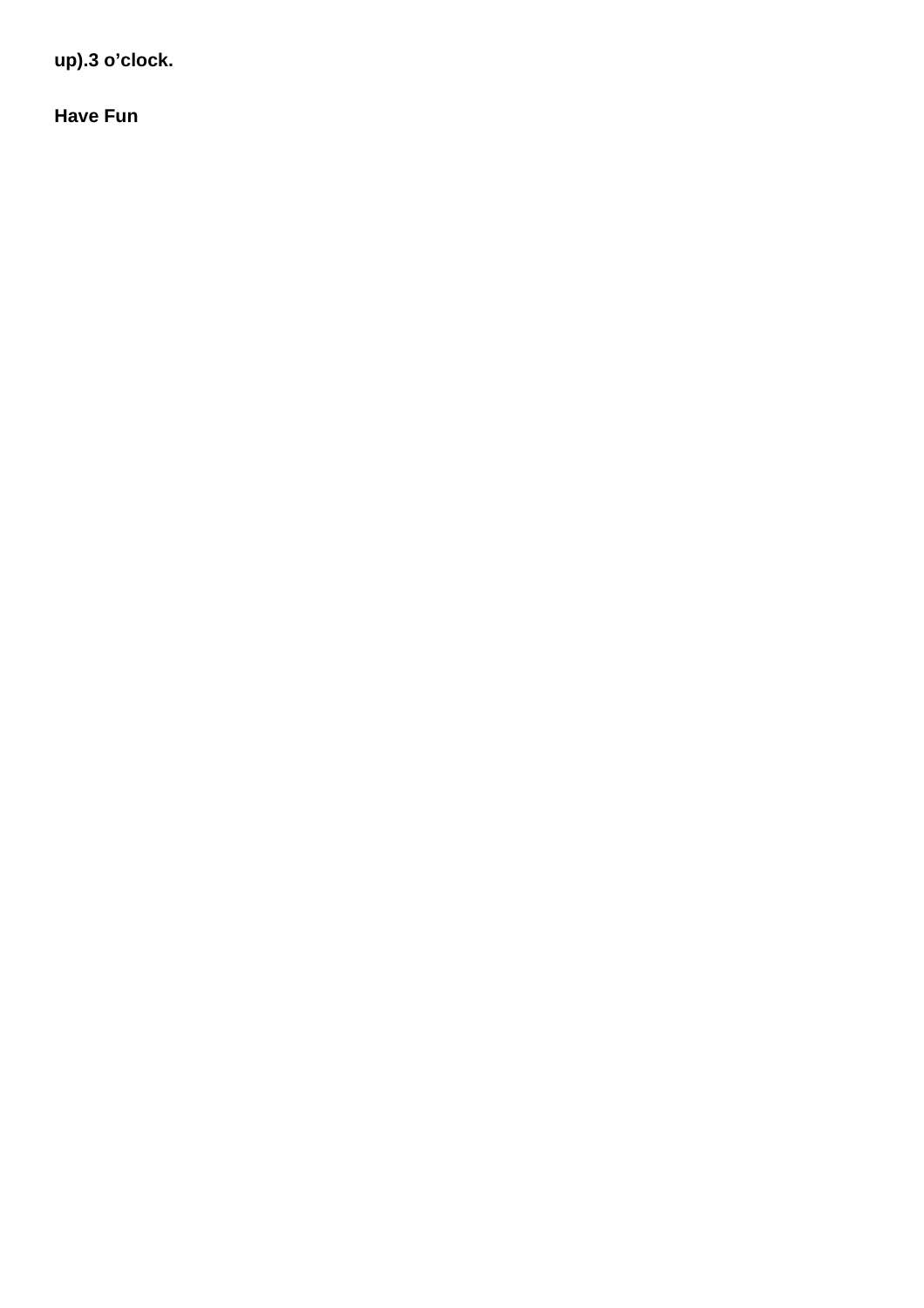**up).3 o’clock.**

**Have Fun**